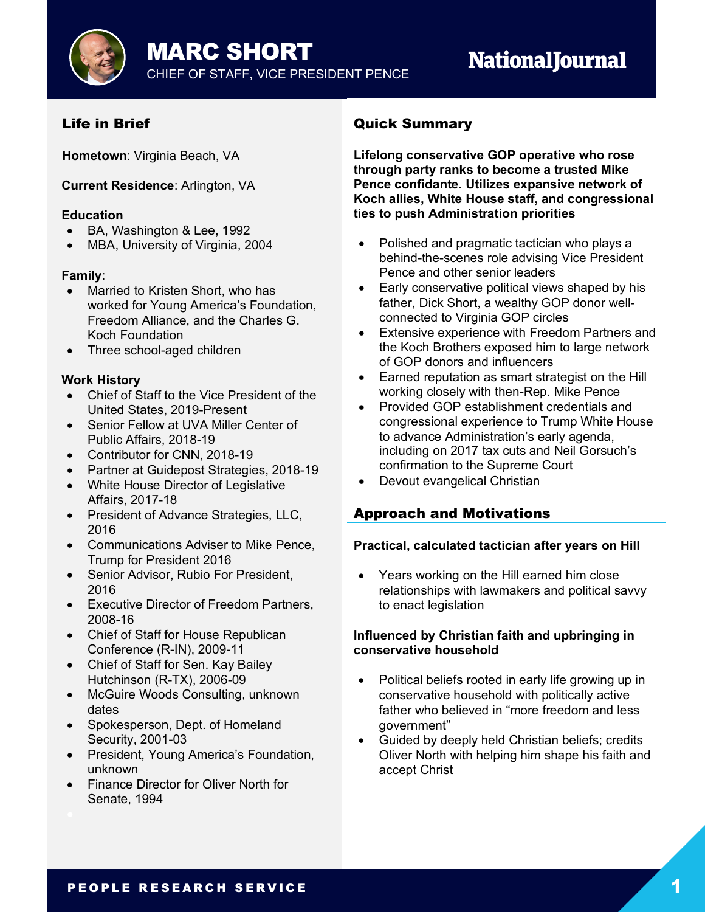# MARC SHORT

CHIEF OF STAFF, VICE PRESIDENT PENCE

National Journal

## Life in Brief

**Hometown**: Virginia Beach, VA

**Current Residence**: Arlington, VA

**Education**
- BA, Washington & Lee, 1992
- MBA, University of Virginia, 2004

**Family**:
- Married to Kristen Short, who has worked for Young America's Foundation, Freedom Alliance, and the Charles G. Koch Foundation
- Three school-aged children

**Work History**
- Chief of Staff to the Vice President of the United States, 2019-Present
- Senior Fellow at UVA Miller Center of Public Affairs, 2018-19
- Contributor for CNN, 2018-19
- Partner at Guidepost Strategies, 2018-19
- White House Director of Legislative Affairs, 2017-18
- President of Advance Strategies, LLC, 2016
- Communications Adviser to Mike Pence, Trump for President 2016
- Senior Advisor, Rubio For President, 2016
- Executive Director of Freedom Partners, 2008-16
- Chief of Staff for House Republican Conference (R-IN), 2009-11
- Chief of Staff for Sen. Kay Bailey Hutchinson (R-TX), 2006-09
- McGuire Woods Consulting, unknown dates
- Spokesperson, Dept. of Homeland Security, 2001-03
- President, Young America's Foundation, unknown
- Finance Director for Oliver North for Senate, 1994

## Quick Summary

**Lifelong conservative GOP operative who rose through party ranks to become a trusted Mike Pence confidante. Utilizes expansive network of Koch allies, White House staff, and congressional ties to push Administration priorities**

- Polished and pragmatic tactician who plays a behind-the-scenes role advising Vice President Pence and other senior leaders
- Early conservative political views shaped by his father, Dick Short, a wealthy GOP donor well-connected to Virginia GOP circles
- Extensive experience with Freedom Partners and the Koch Brothers exposed him to large network of GOP donors and influencers
- Earned reputation as smart strategist on the Hill working closely with then-Rep. Mike Pence
- Provided GOP establishment credentials and congressional experience to Trump White House to advance Administration's early agenda, including on 2017 tax cuts and Neil Gorsuch's confirmation to the Supreme Court
- Devout evangelical Christian

## Approach and Motivations

**Practical, calculated tactician after years on Hill**

- Years working on the Hill earned him close relationships with lawmakers and political savvy to enact legislation

**Influenced by Christian faith and upbringing in conservative household**

- Political beliefs rooted in early life growing up in conservative household with politically active father who believed in "more freedom and less government"
- Guided by deeply held Christian beliefs; credits Oliver North with helping him shape his faith and accept Christ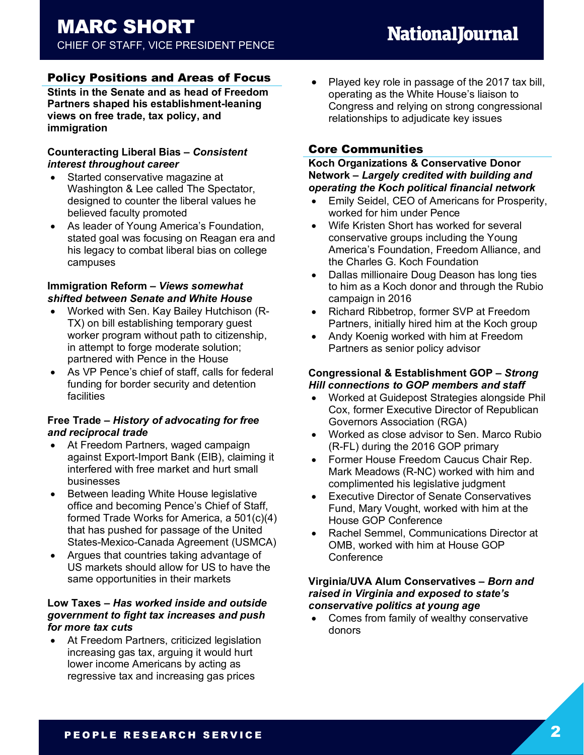# MARC SHORT

CHIEF OF STAFF, VICE PRESIDENT PENCE

## Policy Positions and Areas of Focus

**Stints in the Senate and as head of Freedom Partners shaped his establishment-leaning views on free trade, tax policy, and immigration**

**Counteracting Liberal Bias – *Consistent interest throughout career***

- Started conservative magazine at Washington & Lee called The Spectator, designed to counter the liberal values he believed faculty promoted
- As leader of Young America's Foundation, stated goal was focusing on Reagan era and his legacy to combat liberal bias on college campuses

**Immigration Reform – *Views somewhat shifted between Senate and White House***

- Worked with Sen. Kay Bailey Hutchison (R-TX) on bill establishing temporary guest worker program without path to citizenship, in attempt to forge moderate solution; partnered with Pence in the House
- As VP Pence's chief of staff, calls for federal funding for border security and detention facilities

**Free Trade – *History of advocating for free and reciprocal trade***

- At Freedom Partners, waged campaign against Export-Import Bank (EIB), claiming it interfered with free market and hurt small businesses
- Between leading White House legislative office and becoming Pence's Chief of Staff, formed Trade Works for America, a 501(c)(4) that has pushed for passage of the United States-Mexico-Canada Agreement (USMCA)
- Argues that countries taking advantage of US markets should allow for US to have the same opportunities in their markets

**Low Taxes – *Has worked inside and outside government to fight tax increases and push for more tax cuts***

- At Freedom Partners, criticized legislation increasing gas tax, arguing it would hurt lower income Americans by acting as regressive tax and increasing gas prices
- Played key role in passage of the 2017 tax bill, operating as the White House's liaison to Congress and relying on strong congressional relationships to adjudicate key issues

## Core Communities

**Koch Organizations & Conservative Donor Network – *Largely credited with building and operating the Koch political financial network***

- Emily Seidel, CEO of Americans for Prosperity, worked for him under Pence
- Wife Kristen Short has worked for several conservative groups including the Young America's Foundation, Freedom Alliance, and the Charles G. Koch Foundation
- Dallas millionaire Doug Deason has long ties to him as a Koch donor and through the Rubio campaign in 2016
- Richard Ribbetrop, former SVP at Freedom Partners, initially hired him at the Koch group
- Andy Koenig worked with him at Freedom Partners as senior policy advisor

**Congressional & Establishment GOP – *Strong Hill connections to GOP members and staff***

- Worked at Guidepost Strategies alongside Phil Cox, former Executive Director of Republican Governors Association (RGA)
- Worked as close advisor to Sen. Marco Rubio (R-FL) during the 2016 GOP primary
- Former House Freedom Caucus Chair Rep. Mark Meadows (R-NC) worked with him and complimented his legislative judgment
- Executive Director of Senate Conservatives Fund, Mary Vought, worked with him at the House GOP Conference
- Rachel Semmel, Communications Director at OMB, worked with him at House GOP Conference

**Virginia/UVA Alum Conservatives – *Born and raised in Virginia and exposed to state's conservative politics at young age***

- Comes from family of wealthy conservative donors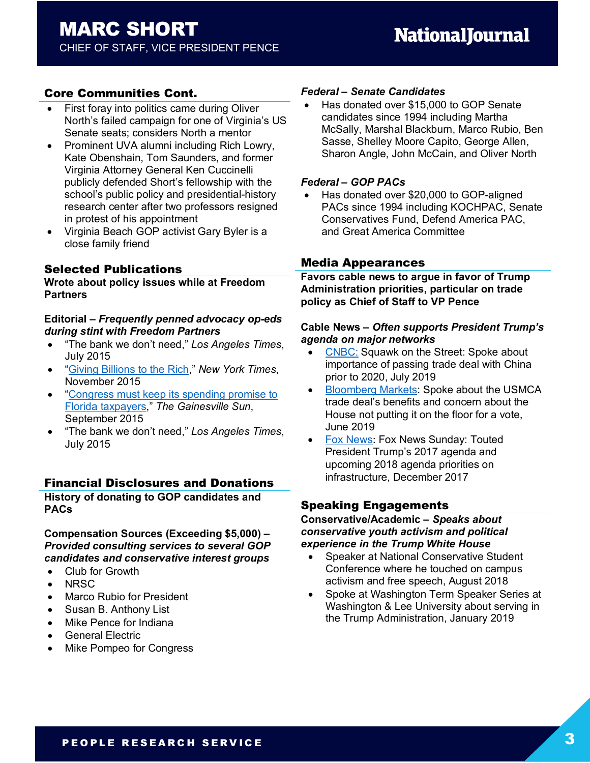# MARC SHORT

CHIEF OF STAFF, VICE PRESIDENT PENCE

## Core Communities Cont.

- First foray into politics came during Oliver North's failed campaign for one of Virginia's US Senate seats; considers North a mentor
- Prominent UVA alumni including Rich Lowry, Kate Obenshain, Tom Saunders, and former Virginia Attorney General Ken Cuccinelli publicly defended Short's fellowship with the school's public policy and presidential-history research center after two professors resigned in protest of his appointment
- Virginia Beach GOP activist Gary Byler is a close family friend

## Selected Publications

**Wrote about policy issues while at Freedom Partners**

**Editorial – *Frequently penned advocacy op-eds during stint with Freedom Partners***

- "The bank we don't need," *Los Angeles Times*, July 2015
- "Giving Billions to the Rich," *New York Times*, November 2015
- "Congress must keep its spending promise to Florida taxpayers," *The Gainesville Sun*, September 2015
- "The bank we don't need," *Los Angeles Times*, July 2015

## Financial Disclosures and Donations

**History of donating to GOP candidates and PACs**

**Compensation Sources (Exceeding $5,000) – *Provided consulting services to several GOP candidates and conservative interest groups***

- Club for Growth
- NRSC
- Marco Rubio for President
- Susan B. Anthony List
- Mike Pence for Indiana
- General Electric
- Mike Pompeo for Congress

***Federal – Senate Candidates***

- Has donated over $15,000 to GOP Senate candidates since 1994 including Martha McSally, Marshal Blackburn, Marco Rubio, Ben Sasse, Shelley Moore Capito, George Allen, Sharon Angle, John McCain, and Oliver North

***Federal – GOP PACs***

- Has donated over $20,000 to GOP-aligned PACs since 1994 including KOCHPAC, Senate Conservatives Fund, Defend America PAC, and Great America Committee

## Media Appearances

**Favors cable news to argue in favor of Trump Administration priorities, particular on trade policy as Chief of Staff to VP Pence**

**Cable News – *Often supports President Trump's agenda on major networks***

- CNBC: Squawk on the Street: Spoke about importance of passing trade deal with China prior to 2020, July 2019
- Bloomberg Markets: Spoke about the USMCA trade deal's benefits and concern about the House not putting it on the floor for a vote, June 2019
- Fox News: Fox News Sunday: Touted President Trump's 2017 agenda and upcoming 2018 agenda priorities on infrastructure, December 2017

## Speaking Engagements

**Conservative/Academic – *Speaks about conservative youth activism and political experience in the Trump White House***

- Speaker at National Conservative Student Conference where he touched on campus activism and free speech, August 2018
- Spoke at Washington Term Speaker Series at Washington & Lee University about serving in the Trump Administration, January 2019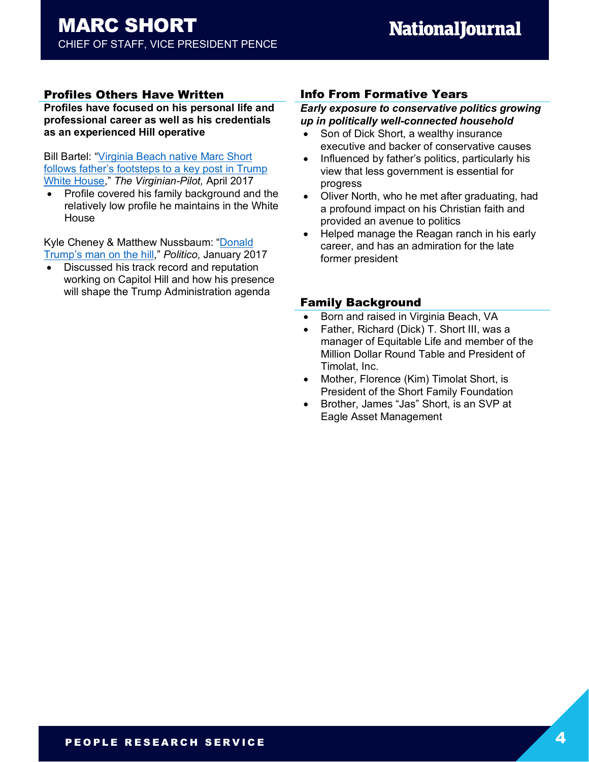# MARC SHORT

CHIEF OF STAFF, VICE PRESIDENT PENCE

## Profiles Others Have Written

**Profiles have focused on his personal life and professional career as well as his credentials as an experienced Hill operative**

Bill Bartel: "Virginia Beach native Marc Short follows father's footsteps to a key post in Trump White House," *The Virginian-Pilot,* April 2017

- Profile covered his family background and the relatively low profile he maintains in the White House

Kyle Cheney & Matthew Nussbaum: "Donald Trump's man on the hill," *Politico*, January 2017

- Discussed his track record and reputation working on Capitol Hill and how his presence will shape the Trump Administration agenda

## Info From Formative Years

***Early exposure to conservative politics growing up in politically well-connected household***

- Son of Dick Short, a wealthy insurance executive and backer of conservative causes
- Influenced by father's politics, particularly his view that less government is essential for progress
- Oliver North, who he met after graduating, had a profound impact on his Christian faith and provided an avenue to politics
- Helped manage the Reagan ranch in his early career, and has an admiration for the late former president

## Family Background

- Born and raised in Virginia Beach, VA
- Father, Richard (Dick) T. Short III, was a manager of Equitable Life and member of the Million Dollar Round Table and President of Timolat, Inc.
- Mother, Florence (Kim) Timolat Short, is President of the Short Family Foundation
- Brother, James "Jas" Short, is an SVP at Eagle Asset Management